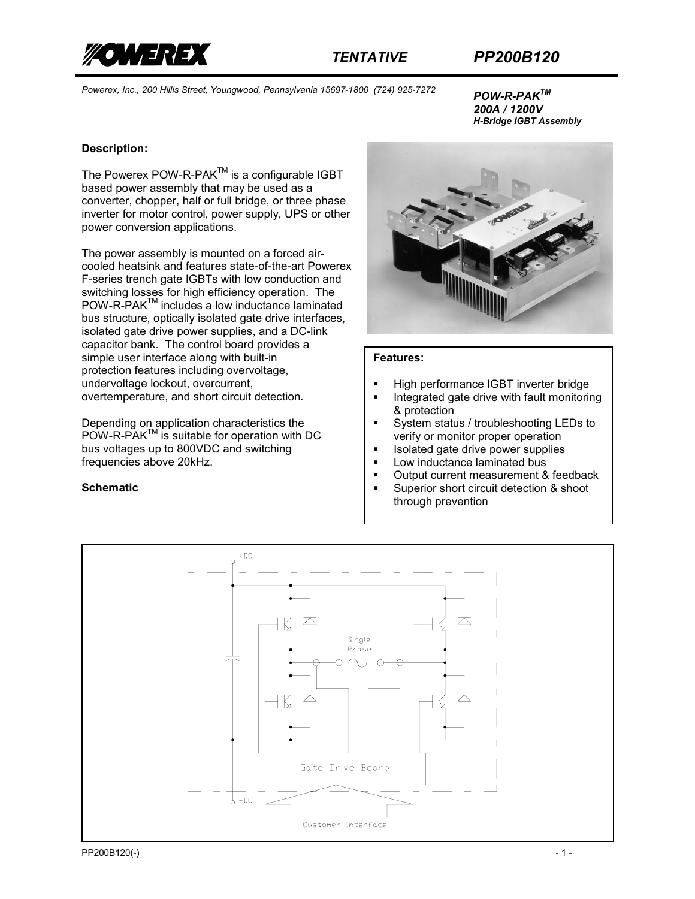# POWEREX

*TENTATIVE* ***PP200B120***

*Powerex, Inc., 200 Hillis Street, Youngwood, Pennsylvania 15697-1800 (724) 925-7272*

***POW-R-PAK™***
***200A / 1200V***
***H-Bridge IGBT Assembly***

**Description:**

The Powerex POW-R-PAK™ is a configurable IGBT based power assembly that may be used as a converter, chopper, half or full bridge, or three phase inverter for motor control, power supply, UPS or other power conversion applications.

The power assembly is mounted on a forced air-cooled heatsink and features state-of-the-art Powerex F-series trench gate IGBTs with low conduction and switching losses for high efficiency operation. The POW-R-PAK™ includes a low inductance laminated bus structure, optically isolated gate drive interfaces, isolated gate drive power supplies, and a DC-link capacitor bank. The control board provides a simple user interface along with built-in protection features including overvoltage, undervoltage lockout, overcurrent, overtemperature, and short circuit detection.

Depending on application characteristics the POW-R-PAK™ is suitable for operation with DC bus voltages up to 800VDC and switching frequencies above 20kHz.

**Features:**

- High performance IGBT inverter bridge
- Integrated gate drive with fault monitoring & protection
- System status / troubleshooting LEDs to verify or monitor proper operation
- Isolated gate drive power supplies
- Low inductance laminated bus
- Output current measurement & feedback
- Superior short circuit detection & shoot through prevention

**Schematic**

+DC

Single Phase

Gate Drive Board

-DC

Customer Interface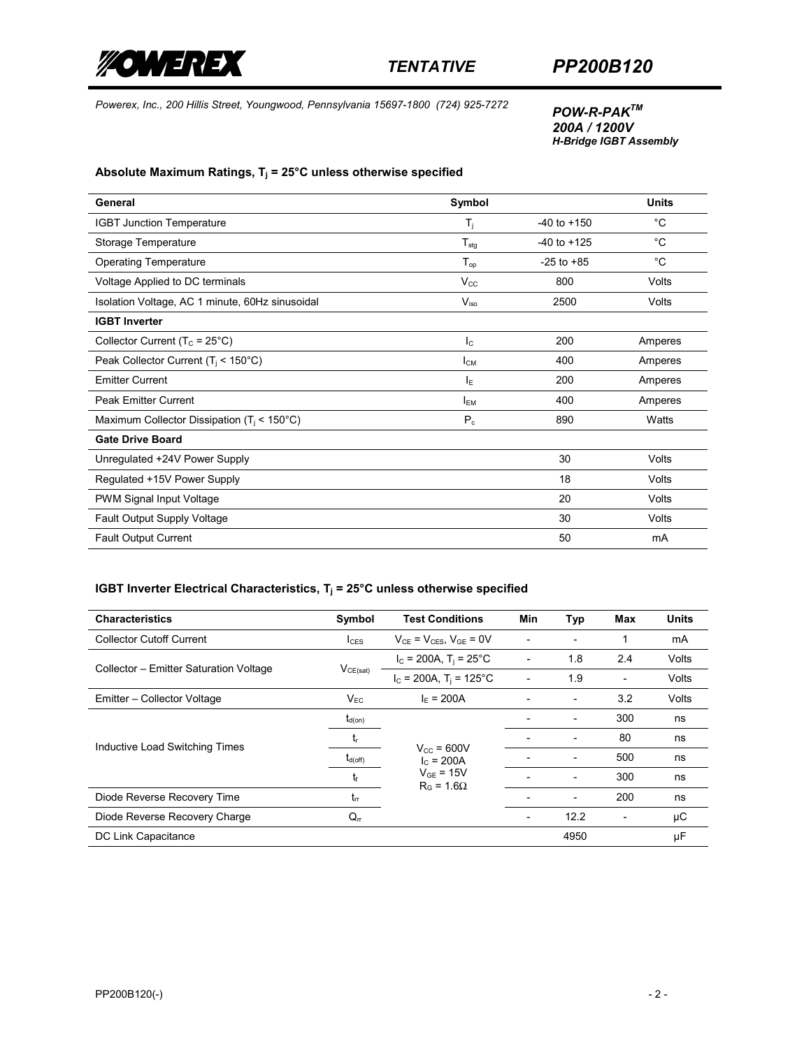**TENTATIVE** **PP200B120**

*Powerex, Inc., 200 Hillis Street, Youngwood, Pennsylvania 15697-1800 (724) 925-7272*

***POW-R-PAK™***
***200A / 1200V***
***H-Bridge IGBT Assembly***

### Absolute Maximum Ratings, $T_j$ = 25°C unless otherwise specified

| General | Symbol | | Units |
|---|---|---|---|
| IGBT Junction Temperature | $T_j$ | -40 to +150 | °C |
| Storage Temperature | $T_{stg}$ | -40 to +125 | °C |
| Operating Temperature | $T_{op}$ | -25 to +85 | °C |
| Voltage Applied to DC terminals | $V_{CC}$ | 800 | Volts |
| Isolation Voltage, AC 1 minute, 60Hz sinusoidal | $V_{iso}$ | 2500 | Volts |
| **IGBT Inverter** | | | |
| Collector Current ($T_C$ = 25°C) | $I_C$ | 200 | Amperes |
| Peak Collector Current ($T_j$ < 150°C) | $I_{CM}$ | 400 | Amperes |
| Emitter Current | $I_E$ | 200 | Amperes |
| Peak Emitter Current | $I_{EM}$ | 400 | Amperes |
| Maximum Collector Dissipation ($T_j$ < 150°C) | $P_c$ | 890 | Watts |
| **Gate Drive Board** | | | |
| Unregulated +24V Power Supply | | 30 | Volts |
| Regulated +15V Power Supply | | 18 | Volts |
| PWM Signal Input Voltage | | 20 | Volts |
| Fault Output Supply Voltage | | 30 | Volts |
| Fault Output Current | | 50 | mA |

### IGBT Inverter Electrical Characteristics, $T_j$ = 25°C unless otherwise specified

| Characteristics | Symbol | Test Conditions | Min | Typ | Max | Units |
|---|---|---|---|---|---|---|
| Collector Cutoff Current | $I_{CES}$ | $V_{CE} = V_{CES}$, $V_{GE}$ = 0V | - | - | 1 | mA |
| Collector – Emitter Saturation Voltage | $V_{CE(sat)}$ | $I_C$ = 200A, $T_j$ = 25°C | - | 1.8 | 2.4 | Volts |
| | | $I_C$ = 200A, $T_j$ = 125°C | - | 1.9 | - | Volts |
| Emitter – Collector Voltage | $V_{EC}$ | $I_E$ = 200A | - | - | 3.2 | Volts |
| Inductive Load Switching Times | $t_{d(on)}$ | $V_{CC}$ = 600V, $I_C$ = 200A, $V_{GE}$ = 15V, $R_G$ = 1.6Ω | - | - | 300 | ns |
| | $t_r$ | | - | - | 80 | ns |
| | $t_{d(off)}$ | | - | - | 500 | ns |
| | $t_f$ | | - | - | 300 | ns |
| Diode Reverse Recovery Time | $t_{rr}$ | | - | - | 200 | ns |
| Diode Reverse Recovery Charge | $Q_{rr}$ | | - | 12.2 | - | μC |
| DC Link Capacitance | | | | 4950 | | μF |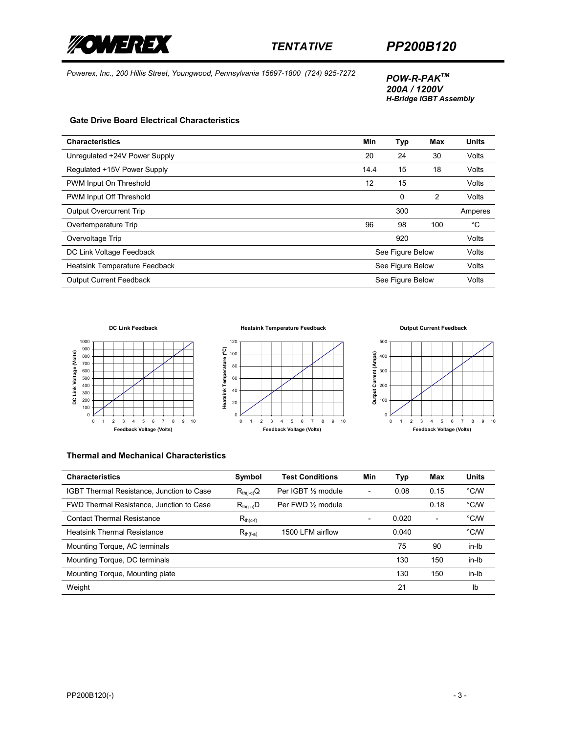POW-R-PAK™
*200A / 1200V*
*H-Bridge IGBT Assembly*

### Gate Drive Board Electrical Characteristics

| Characteristics | Min | Typ | Max | Units |
|---|---|---|---|---|
| Unregulated +24V Power Supply | 20 | 24 | 30 | Volts |
| Regulated +15V Power Supply | 14.4 | 15 | 18 | Volts |
| PWM Input On Threshold | 12 | 15 | | Volts |
| PWM Input Off Threshold | | 0 | 2 | Volts |
| Output Overcurrent Trip | | 300 | | Amperes |
| Overtemperature Trip | 96 | 98 | 100 | °C |
| Overvoltage Trip | | 920 | | Volts |
| DC Link Voltage Feedback | | See Figure Below | | Volts |
| Heatsink Temperature Feedback | | See Figure Below | | Volts |
| Output Current Feedback | | See Figure Below | | Volts |

**DC Link Feedback**

**Heatsink Temperature Feedback**

**Output Current Feedback**

### Thermal and Mechanical Characteristics

| Characteristics | Symbol | Test Conditions | Min | Typ | Max | Units |
|---|---|---|---|---|---|---|
| IGBT Thermal Resistance, Junction to Case | $R_{th(j-c)}Q$ | Per IGBT ½ module | - | 0.08 | 0.15 | °C/W |
| FWD Thermal Resistance, Junction to Case | $R_{th(j-c)}D$ | Per FWD ½ module | | | 0.18 | °C/W |
| Contact Thermal Resistance | $R_{th(c-f)}$ | | - | 0.020 | - | °C/W |
| Heatsink Thermal Resistance | $R_{th(f-a)}$ | 1500 LFM airflow | | 0.040 | | °C/W |
| Mounting Torque, AC terminals | | | | 75 | 90 | in-lb |
| Mounting Torque, DC terminals | | | | 130 | 150 | in-lb |
| Mounting Torque, Mounting plate | | | | 130 | 150 | in-lb |
| Weight | | | | 21 | | lb |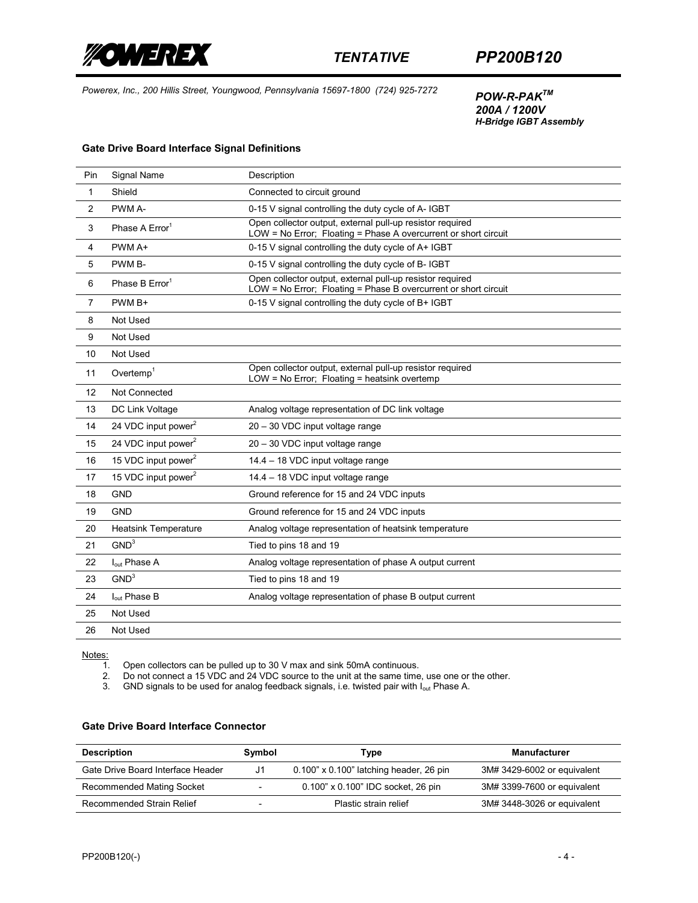### Gate Drive Board Interface Signal Definitions

| Pin | Signal Name | Description |
|---|---|---|
| 1 | Shield | Connected to circuit ground |
| 2 | PWM A- | 0-15 V signal controlling the duty cycle of A- IGBT |
| 3 | Phase A Error[1] | Open collector output, external pull-up resistor required<br>LOW = No Error; Floating = Phase A overcurrent or short circuit |
| 4 | PWM A+ | 0-15 V signal controlling the duty cycle of A+ IGBT |
| 5 | PWM B- | 0-15 V signal controlling the duty cycle of B- IGBT |
| 6 | Phase B Error[1] | Open collector output, external pull-up resistor required<br>LOW = No Error; Floating = Phase B overcurrent or short circuit |
| 7 | PWM B+ | 0-15 V signal controlling the duty cycle of B+ IGBT |
| 8 | Not Used | |
| 9 | Not Used | |
| 10 | Not Used | |
| 11 | Overtemp[1] | Open collector output, external pull-up resistor required<br>LOW = No Error; Floating = heatsink overtemp |
| 12 | Not Connected | |
| 13 | DC Link Voltage | Analog voltage representation of DC link voltage |
| 14 | 24 VDC input power[2] | 20 – 30 VDC input voltage range |
| 15 | 24 VDC input power[2] | 20 – 30 VDC input voltage range |
| 16 | 15 VDC input power[2] | 14.4 – 18 VDC input voltage range |
| 17 | 15 VDC input power[2] | 14.4 – 18 VDC input voltage range |
| 18 | GND | Ground reference for 15 and 24 VDC inputs |
| 19 | GND | Ground reference for 15 and 24 VDC inputs |
| 20 | Heatsink Temperature | Analog voltage representation of heatsink temperature |
| 21 | GND[3] | Tied to pins 18 and 19 |
| 22 | $I_{out}$ Phase A | Analog voltage representation of phase A output current |
| 23 | GND[3] | Tied to pins 18 and 19 |
| 24 | $I_{out}$ Phase B | Analog voltage representation of phase B output current |
| 25 | Not Used | |
| 26 | Not Used | |

Notes:

1. Open collectors can be pulled up to 30 V max and sink 50mA continuous.
2. Do not connect a 15 VDC and 24 VDC source to the unit at the same time, use one or the other.
3. GND signals to be used for analog feedback signals, i.e. twisted pair with $I_{out}$ Phase A.

### Gate Drive Board Interface Connector

| Description | Symbol | Type | Manufacturer |
|---|---|---|---|
| Gate Drive Board Interface Header | J1 | 0.100” x 0.100” latching header, 26 pin | 3M# 3429-6002 or equivalent |
| Recommended Mating Socket | - | 0.100” x 0.100” IDC socket, 26 pin | 3M# 3399-7600 or equivalent |
| Recommended Strain Relief | - | Plastic strain relief | 3M# 3448-3026 or equivalent |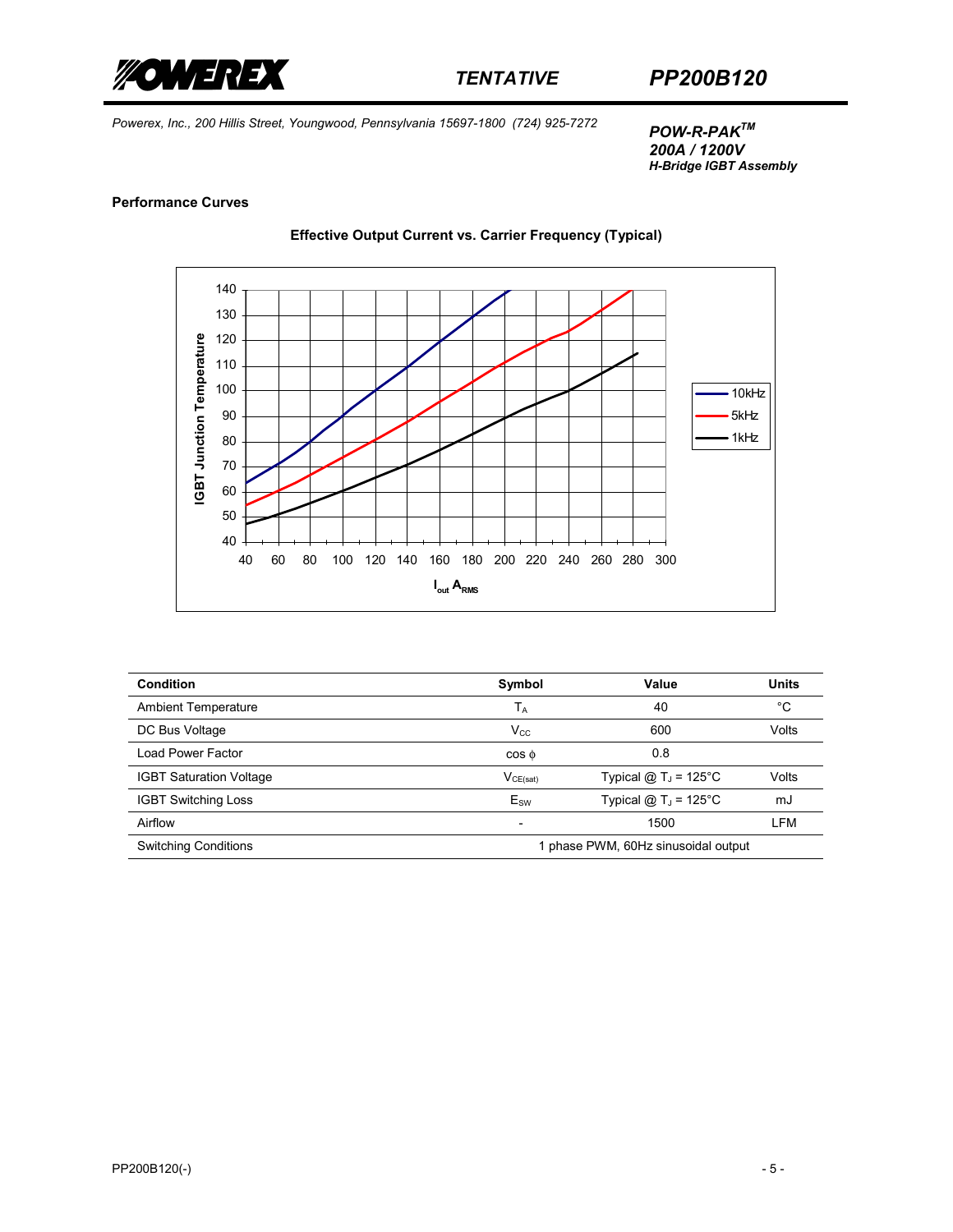**POW-R-PAK™**
**200A / 1200V**
**H-Bridge IGBT Assembly**

Powerex, Inc., 200 Hillis Street, Youngwood, Pennsylvania 15697-1800 (724) 925-7272

### Performance Curves

**Effective Output Current vs. Carrier Frequency (Typical)**

| Condition | Symbol | Value | Units |
|---|---|---|---|
| Ambient Temperature | $T_A$ | 40 | °C |
| DC Bus Voltage | $V_{CC}$ | 600 | Volts |
| Load Power Factor | cos $\phi$ | 0.8 | |
| IGBT Saturation Voltage | $V_{CE(sat)}$ | Typical @ $T_J$ = 125°C | Volts |
| IGBT Switching Loss | $E_{SW}$ | Typical @ $T_J$ = 125°C | mJ |
| Airflow | - | 1500 | LFM |
| Switching Conditions | 1 phase PWM, 60Hz sinusoidal output | | |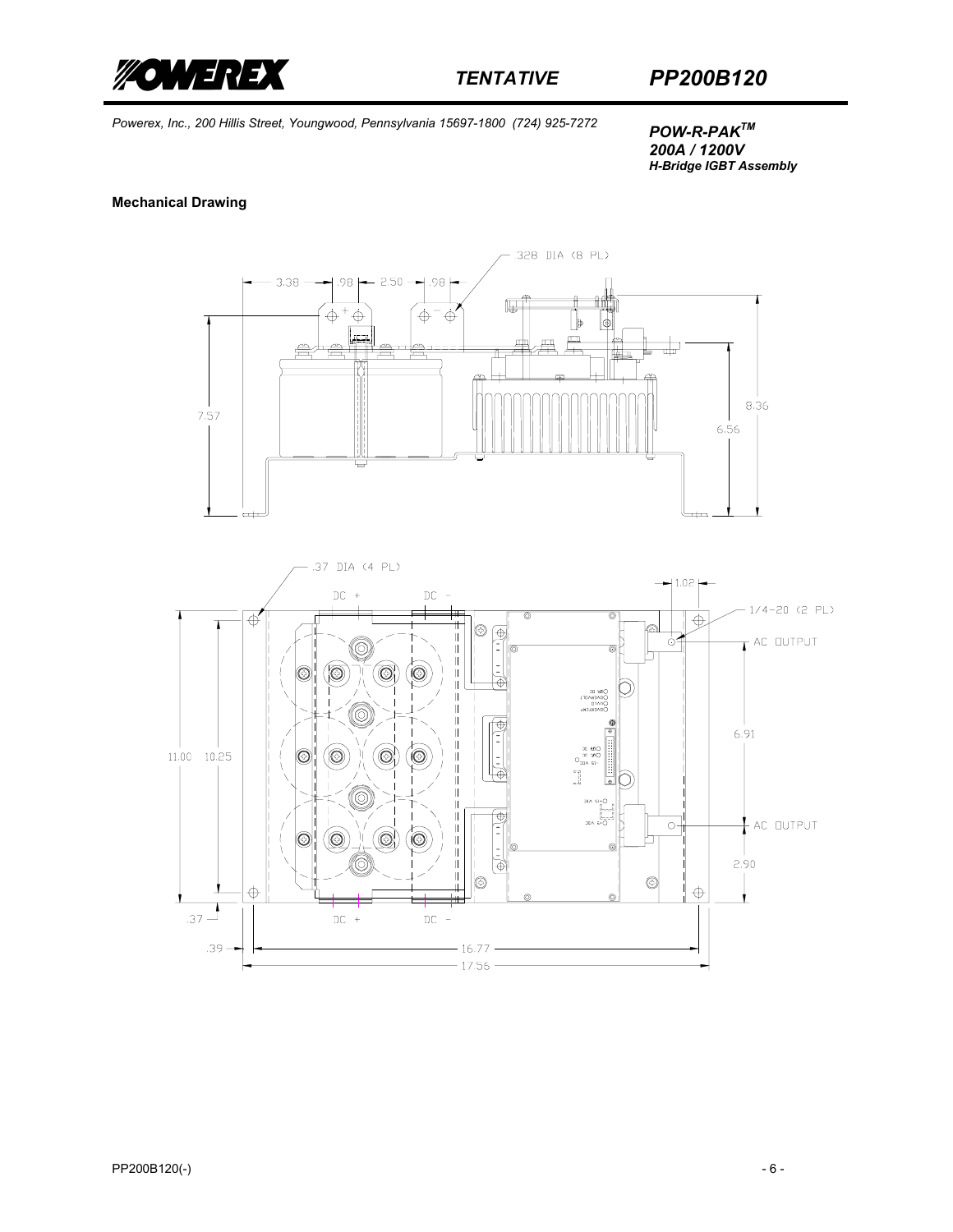Powerex, Inc., 200 Hillis Street, Youngwood, Pennsylvania 15697-1800 (724) 925-7272

***POW-R-PAK™***
***200A / 1200V***
***H-Bridge IGBT Assembly***

**Mechanical Drawing**

.328 DIA (8 PL)

3.38
.98
2.50
.98

7.57
8.36
6.56

.37 DIA (4 PL)

DC +
DC -

1.02

1/4-20 (2 PL)

AC OUTPUT

11.00
10.25

6.91

AC OUTPUT

2.90

.37

DC +
DC -

.39
16.77
17.56